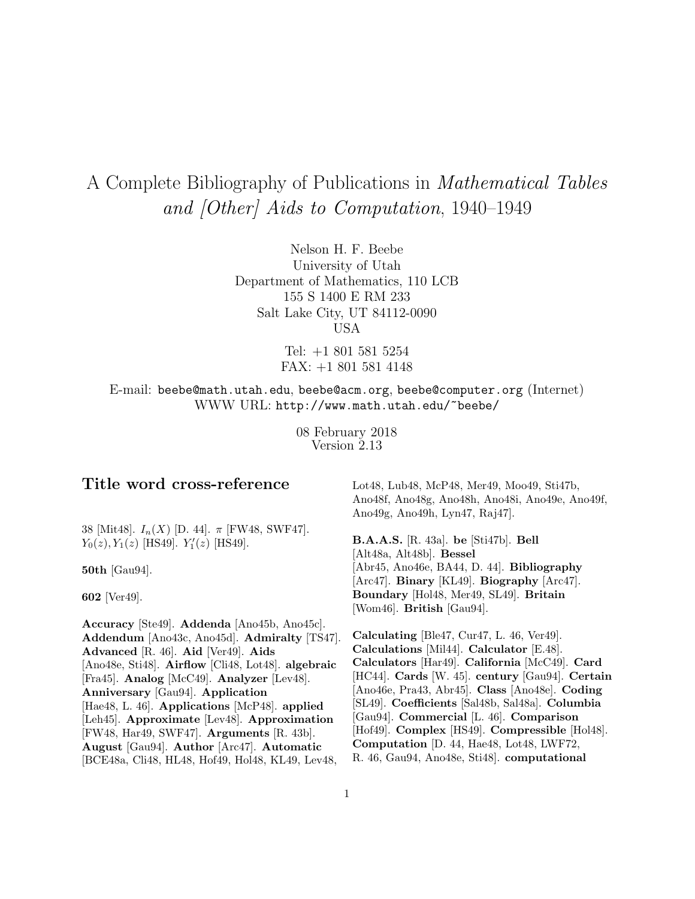# A Complete Bibliography of Publications in *Mathematical Tables and [Other] Aids to Computation*, 1940–1949

Nelson H. F. Beebe
University of Utah
Department of Mathematics, 110 LCB
155 S 1400 E RM 233
Salt Lake City, UT 84112-0090
USA

Tel: +1 801 581 5254
FAX: +1 801 581 4148

E-mail: `beebe@math.utah.edu`, `beebe@acm.org`, `beebe@computer.org` (Internet)
WWW URL: `http://www.math.utah.edu/~beebe/`

08 February 2018
Version 2.13

## Title word cross-reference

38 [Mit48]. $I_n(X)$ [D. 44]. $\pi$ [FW48, SWF47]. $Y_0(z), Y_1(z)$ [HS49]. $Y_1'(z)$ [HS49].

**50th** [Gau94].

**602** [Ver49].

**Accuracy** [Ste49]. **Addenda** [Ano45b, Ano45c]. **Addendum** [Ano43c, Ano45d]. **Admiralty** [TS47]. **Advanced** [R. 46]. **Aid** [Ver49]. **Aids** [Ano48e, Sti48]. **Airflow** [Cli48, Lot48]. **algebraic** [Fra45]. **Analog** [McC49]. **Analyzer** [Lev48]. **Anniversary** [Gau94]. **Application** [Hae48, L. 46]. **Applications** [McP48]. **applied** [Leh45]. **Approximate** [Lev48]. **Approximation** [FW48, Har49, SWF47]. **Arguments** [R. 43b]. **August** [Gau94]. **Author** [Arc47]. **Automatic** [BCE48a, Cli48, HL48, Hof49, Hol48, KL49, Lev48, Lot48, Lub48, McP48, Mer49, Moo49, Sti47b, Ano48f, Ano48g, Ano48h, Ano48i, Ano49e, Ano49f, Ano49g, Ano49h, Lyn47, Raj47].

**B.A.A.S.** [R. 43a]. **be** [Sti47b]. **Bell** [Alt48a, Alt48b]. **Bessel** [Abr45, Ano46e, BA44, D. 44]. **Bibliography** [Arc47]. **Binary** [KL49]. **Biography** [Arc47]. **Boundary** [Hol48, Mer49, SL49]. **Britain** [Wom46]. **British** [Gau94].

**Calculating** [Ble47, Cur47, L. 46, Ver49]. **Calculations** [Mil44]. **Calculator** [E.48]. **Calculators** [Har49]. **California** [McC49]. **Card** [HC44]. **Cards** [W. 45]. **century** [Gau94]. **Certain** [Ano46e, Pra43, Abr45]. **Class** [Ano48e]. **Coding** [SL49]. **Coefficients** [Sal48b, Sal48a]. **Columbia** [Gau94]. **Commercial** [L. 46]. **Comparison** [Hof49]. **Complex** [HS49]. **Compressible** [Hol48]. **Computation** [D. 44, Hae48, Lot48, LWF72, R. 46, Gau94, Ano48e, Sti48]. **computational**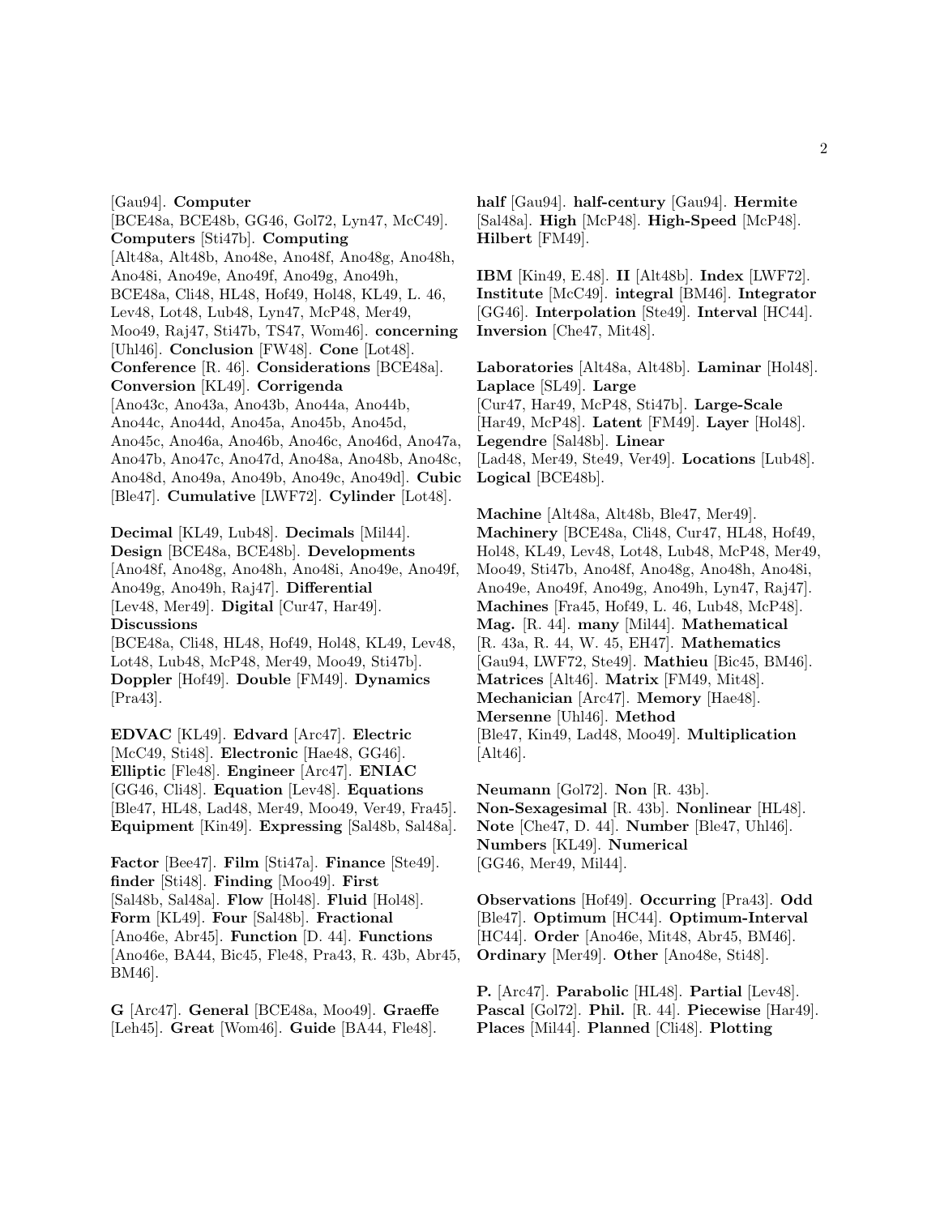[Gau94]. **Computer** [BCE48a, BCE48b, GG46, Gol72, Lyn47, McC49]. **Computers** [Sti47b]. **Computing** [Alt48a, Alt48b, Ano48e, Ano48f, Ano48g, Ano48h, Ano48i, Ano49e, Ano49f, Ano49g, Ano49h, BCE48a, Cli48, HL48, Hof49, Hol48, KL49, L. 46, Lev48, Lot48, Lub48, Lyn47, McP48, Mer49, Moo49, Raj47, Sti47b, TS47, Wom46]. **concerning** [Uhl46]. **Conclusion** [FW48]. **Cone** [Lot48]. **Conference** [R. 46]. **Considerations** [BCE48a]. **Conversion** [KL49]. **Corrigenda** [Ano43c, Ano43a, Ano43b, Ano44a, Ano44b, Ano44c, Ano44d, Ano45a, Ano45b, Ano45d, Ano45c, Ano46a, Ano46b, Ano46c, Ano46d, Ano47a, Ano47b, Ano47c, Ano47d, Ano48a, Ano48b, Ano48c, Ano48d, Ano49a, Ano49b, Ano49c, Ano49d]. **Cubic** [Ble47]. **Cumulative** [LWF72]. **Cylinder** [Lot48].

**Decimal** [KL49, Lub48]. **Decimals** [Mil44]. **Design** [BCE48a, BCE48b]. **Developments** [Ano48f, Ano48g, Ano48h, Ano48i, Ano49e, Ano49f, Ano49g, Ano49h, Raj47]. **Differential** [Lev48, Mer49]. **Digital** [Cur47, Har49]. **Discussions** [BCE48a, Cli48, HL48, Hof49, Hol48, KL49, Lev48, Lot48, Lub48, McP48, Mer49, Moo49, Sti47b]. **Doppler** [Hof49]. **Double** [FM49]. **Dynamics** [Pra43].

**EDVAC** [KL49]. **Edvard** [Arc47]. **Electric** [McC49, Sti48]. **Electronic** [Hae48, GG46]. **Elliptic** [Fle48]. **Engineer** [Arc47]. **ENIAC** [GG46, Cli48]. **Equation** [Lev48]. **Equations** [Ble47, HL48, Lad48, Mer49, Moo49, Ver49, Fra45]. **Equipment** [Kin49]. **Expressing** [Sal48b, Sal48a].

**Factor** [Bee47]. **Film** [Sti47a]. **Finance** [Ste49]. **finder** [Sti48]. **Finding** [Moo49]. **First** [Sal48b, Sal48a]. **Flow** [Hol48]. **Fluid** [Hol48]. **Form** [KL49]. **Four** [Sal48b]. **Fractional** [Ano46e, Abr45]. **Function** [D. 44]. **Functions** [Ano46e, BA44, Bic45, Fle48, Pra43, R. 43b, Abr45, BM46].

**G** [Arc47]. **General** [BCE48a, Moo49]. **Graeffe** [Leh45]. **Great** [Wom46]. **Guide** [BA44, Fle48].

**half** [Gau94]. **half-century** [Gau94]. **Hermite** [Sal48a]. **High** [McP48]. **High-Speed** [McP48]. **Hilbert** [FM49].

**IBM** [Kin49, E.48]. **II** [Alt48b]. **Index** [LWF72]. **Institute** [McC49]. **integral** [BM46]. **Integrator** [GG46]. **Interpolation** [Ste49]. **Interval** [HC44]. **Inversion** [Che47, Mit48].

**Laboratories** [Alt48a, Alt48b]. **Laminar** [Hol48]. **Laplace** [SL49]. **Large** [Cur47, Har49, McP48, Sti47b]. **Large-Scale** [Har49, McP48]. **Latent** [FM49]. **Layer** [Hol48]. **Legendre** [Sal48b]. **Linear** [Lad48, Mer49, Ste49, Ver49]. **Locations** [Lub48]. **Logical** [BCE48b].

**Machine** [Alt48a, Alt48b, Ble47, Mer49]. **Machinery** [BCE48a, Cli48, Cur47, HL48, Hof49, Hol48, KL49, Lev48, Lot48, Lub48, McP48, Mer49, Moo49, Sti47b, Ano48f, Ano48g, Ano48h, Ano48i, Ano49e, Ano49f, Ano49g, Ano49h, Lyn47, Raj47]. **Machines** [Fra45, Hof49, L. 46, Lub48, McP48]. **Mag.** [R. 44]. **many** [Mil44]. **Mathematical** [R. 43a, R. 44, W. 45, EH47]. **Mathematics** [Gau94, LWF72, Ste49]. **Mathieu** [Bic45, BM46]. **Matrices** [Alt46]. **Matrix** [FM49, Mit48]. **Mechanician** [Arc47]. **Memory** [Hae48]. **Mersenne** [Uhl46]. **Method** [Ble47, Kin49, Lad48, Moo49]. **Multiplication** [Alt46].

**Neumann** [Gol72]. **Non** [R. 43b]. **Non-Sexagesimal** [R. 43b]. **Nonlinear** [HL48]. **Note** [Che47, D. 44]. **Number** [Ble47, Uhl46]. **Numbers** [KL49]. **Numerical** [GG46, Mer49, Mil44].

**Observations** [Hof49]. **Occurring** [Pra43]. **Odd** [Ble47]. **Optimum** [HC44]. **Optimum-Interval** [HC44]. **Order** [Ano46e, Mit48, Abr45, BM46]. **Ordinary** [Mer49]. **Other** [Ano48e, Sti48].

**P.** [Arc47]. **Parabolic** [HL48]. **Partial** [Lev48]. **Pascal** [Gol72]. **Phil.** [R. 44]. **Piecewise** [Har49]. **Places** [Mil44]. **Planned** [Cli48]. **Plotting**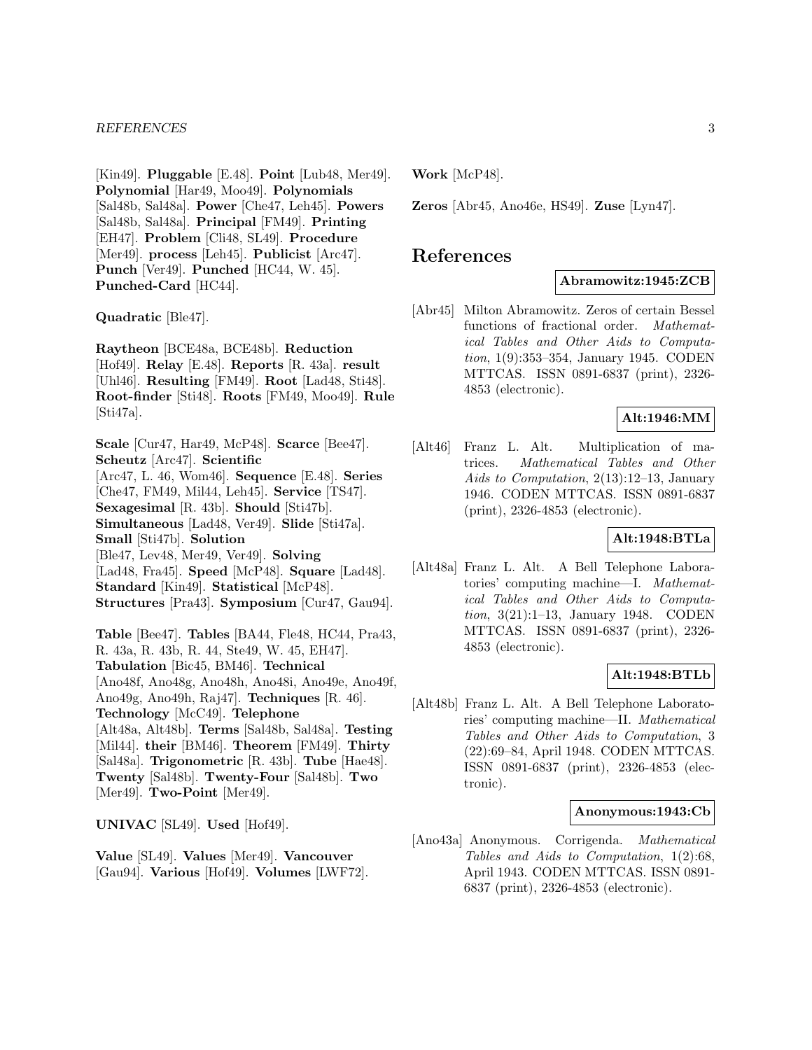[Kin49]. **Pluggable** [E.48]. **Point** [Lub48, Mer49]. **Polynomial** [Har49, Moo49]. **Polynomials** [Sal48b, Sal48a]. **Power** [Che47, Leh45]. **Powers** [Sal48b, Sal48a]. **Principal** [FM49]. **Printing** [EH47]. **Problem** [Cli48, SL49]. **Procedure** [Mer49]. **process** [Leh45]. **Publicist** [Arc47]. **Punch** [Ver49]. **Punched** [HC44, W. 45]. **Punched-Card** [HC44].

**Quadratic** [Ble47].

**Raytheon** [BCE48a, BCE48b]. **Reduction** [Hof49]. **Relay** [E.48]. **Reports** [R. 43a]. **result** [Uhl46]. **Resulting** [FM49]. **Root** [Lad48, Sti48]. **Root-finder** [Sti48]. **Roots** [FM49, Moo49]. **Rule** [Sti47a].

**Scale** [Cur47, Har49, McP48]. **Scarce** [Bee47]. **Scheutz** [Arc47]. **Scientific** [Arc47, L. 46, Wom46]. **Sequence** [E.48]. **Series** [Che47, FM49, Mil44, Leh45]. **Service** [TS47]. **Sexagesimal** [R. 43b]. **Should** [Sti47b]. **Simultaneous** [Lad48, Ver49]. **Slide** [Sti47a]. **Small** [Sti47b]. **Solution** [Ble47, Lev48, Mer49, Ver49]. **Solving** [Lad48, Fra45]. **Speed** [McP48]. **Square** [Lad48]. **Standard** [Kin49]. **Statistical** [McP48]. **Structures** [Pra43]. **Symposium** [Cur47, Gau94].

**Table** [Bee47]. **Tables** [BA44, Fle48, HC44, Pra43, R. 43a, R. 43b, R. 44, Ste49, W. 45, EH47]. **Tabulation** [Bic45, BM46]. **Technical** [Ano48f, Ano48g, Ano48h, Ano48i, Ano49e, Ano49f, Ano49g, Ano49h, Raj47]. **Techniques** [R. 46]. **Technology** [McC49]. **Telephone** [Alt48a, Alt48b]. **Terms** [Sal48b, Sal48a]. **Testing** [Mil44]. **their** [BM46]. **Theorem** [FM49]. **Thirty** [Sal48a]. **Trigonometric** [R. 43b]. **Tube** [Hae48]. **Twenty** [Sal48b]. **Twenty-Four** [Sal48b]. **Two** [Mer49]. **Two-Point** [Mer49].

**UNIVAC** [SL49]. **Used** [Hof49].

**Value** [SL49]. **Values** [Mer49]. **Vancouver** [Gau94]. **Various** [Hof49]. **Volumes** [LWF72].

**Work** [McP48].

**Zeros** [Abr45, Ano46e, HS49]. **Zuse** [Lyn47].

# References

**Abramowitz:1945:ZCB**

[Abr45] Milton Abramowitz. Zeros of certain Bessel functions of fractional order. *Mathematical Tables and Other Aids to Computation*, 1(9):353–354, January 1945. CODEN MTTCAS. ISSN 0891-6837 (print), 2326-4853 (electronic).

**Alt:1946:MM**

[Alt46] Franz L. Alt. Multiplication of matrices. *Mathematical Tables and Other Aids to Computation*, 2(13):12–13, January 1946. CODEN MTTCAS. ISSN 0891-6837 (print), 2326-4853 (electronic).

**Alt:1948:BTLa**

[Alt48a] Franz L. Alt. A Bell Telephone Laboratories' computing machine—I. *Mathematical Tables and Other Aids to Computation*, 3(21):1–13, January 1948. CODEN MTTCAS. ISSN 0891-6837 (print), 2326-4853 (electronic).

**Alt:1948:BTLb**

[Alt48b] Franz L. Alt. A Bell Telephone Laboratories' computing machine—II. *Mathematical Tables and Other Aids to Computation*, 3 (22):69–84, April 1948. CODEN MTTCAS. ISSN 0891-6837 (print), 2326-4853 (electronic).

**Anonymous:1943:Cb**

[Ano43a] Anonymous. Corrigenda. *Mathematical Tables and Aids to Computation*, 1(2):68, April 1943. CODEN MTTCAS. ISSN 0891-6837 (print), 2326-4853 (electronic).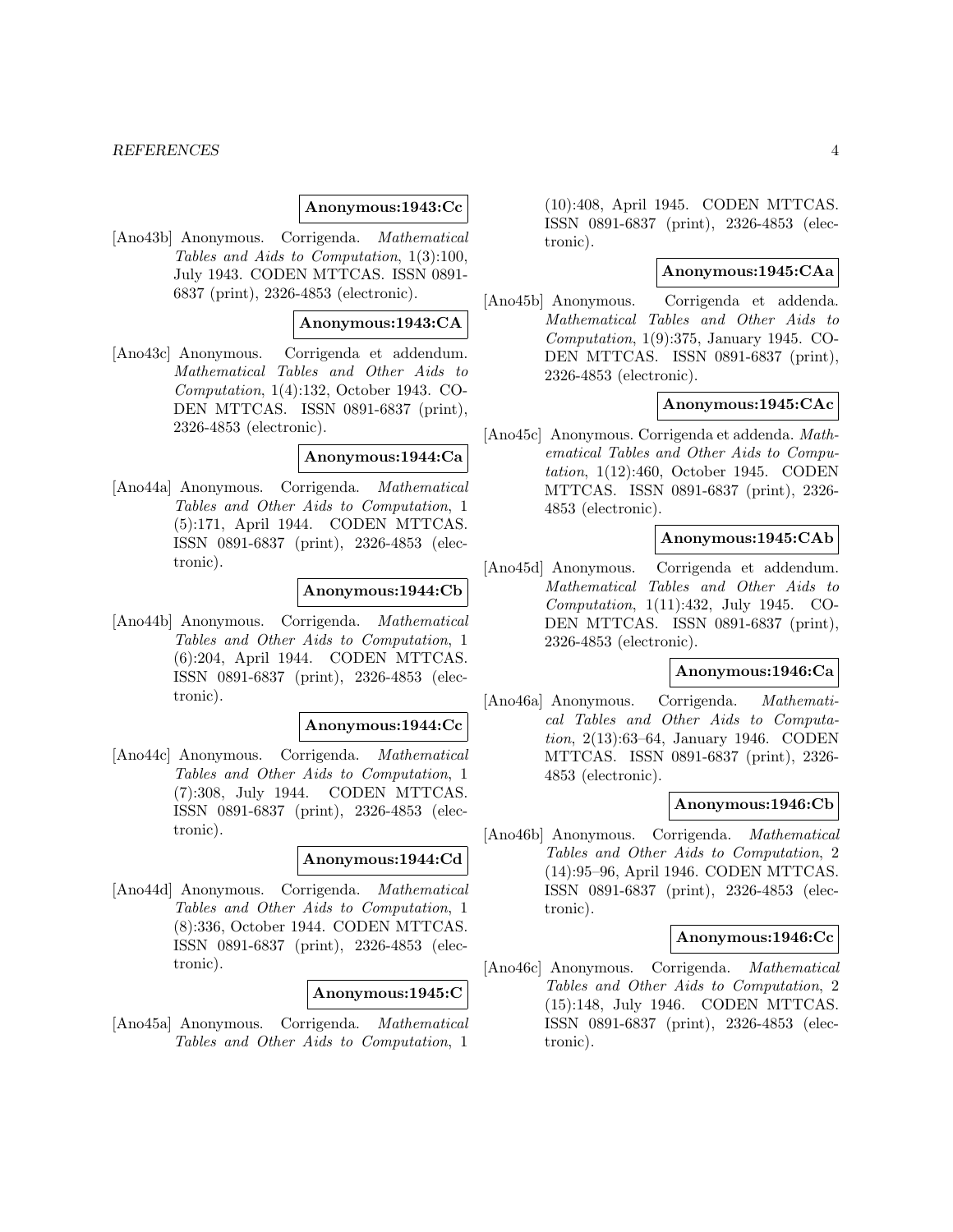**Anonymous:1943:Cc**

[Ano43b] Anonymous. Corrigenda. *Mathematical Tables and Aids to Computation*, 1(3):100, July 1943. CODEN MTTCAS. ISSN 0891-6837 (print), 2326-4853 (electronic).

**Anonymous:1943:CA**

[Ano43c] Anonymous. Corrigenda et addendum. *Mathematical Tables and Other Aids to Computation*, 1(4):132, October 1943. CODEN MTTCAS. ISSN 0891-6837 (print), 2326-4853 (electronic).

**Anonymous:1944:Ca**

[Ano44a] Anonymous. Corrigenda. *Mathematical Tables and Other Aids to Computation*, 1 (5):171, April 1944. CODEN MTTCAS. ISSN 0891-6837 (print), 2326-4853 (electronic).

**Anonymous:1944:Cb**

[Ano44b] Anonymous. Corrigenda. *Mathematical Tables and Other Aids to Computation*, 1 (6):204, April 1944. CODEN MTTCAS. ISSN 0891-6837 (print), 2326-4853 (electronic).

**Anonymous:1944:Cc**

[Ano44c] Anonymous. Corrigenda. *Mathematical Tables and Other Aids to Computation*, 1 (7):308, July 1944. CODEN MTTCAS. ISSN 0891-6837 (print), 2326-4853 (electronic).

**Anonymous:1944:Cd**

[Ano44d] Anonymous. Corrigenda. *Mathematical Tables and Other Aids to Computation*, 1 (8):336, October 1944. CODEN MTTCAS. ISSN 0891-6837 (print), 2326-4853 (electronic).

**Anonymous:1945:C**

[Ano45a] Anonymous. Corrigenda. *Mathematical Tables and Other Aids to Computation*, 1 (10):408, April 1945. CODEN MTTCAS. ISSN 0891-6837 (print), 2326-4853 (electronic).

**Anonymous:1945:CAa**

[Ano45b] Anonymous. Corrigenda et addenda. *Mathematical Tables and Other Aids to Computation*, 1(9):375, January 1945. CODEN MTTCAS. ISSN 0891-6837 (print), 2326-4853 (electronic).

**Anonymous:1945:CAc**

[Ano45c] Anonymous. Corrigenda et addenda. *Mathematical Tables and Other Aids to Computation*, 1(12):460, October 1945. CODEN MTTCAS. ISSN 0891-6837 (print), 2326-4853 (electronic).

**Anonymous:1945:CAb**

[Ano45d] Anonymous. Corrigenda et addendum. *Mathematical Tables and Other Aids to Computation*, 1(11):432, July 1945. CODEN MTTCAS. ISSN 0891-6837 (print), 2326-4853 (electronic).

**Anonymous:1946:Ca**

[Ano46a] Anonymous. Corrigenda. *Mathematical Tables and Other Aids to Computation*, 2(13):63–64, January 1946. CODEN MTTCAS. ISSN 0891-6837 (print), 2326-4853 (electronic).

**Anonymous:1946:Cb**

[Ano46b] Anonymous. Corrigenda. *Mathematical Tables and Other Aids to Computation*, 2 (14):95–96, April 1946. CODEN MTTCAS. ISSN 0891-6837 (print), 2326-4853 (electronic).

**Anonymous:1946:Cc**

[Ano46c] Anonymous. Corrigenda. *Mathematical Tables and Other Aids to Computation*, 2 (15):148, July 1946. CODEN MTTCAS. ISSN 0891-6837 (print), 2326-4853 (electronic).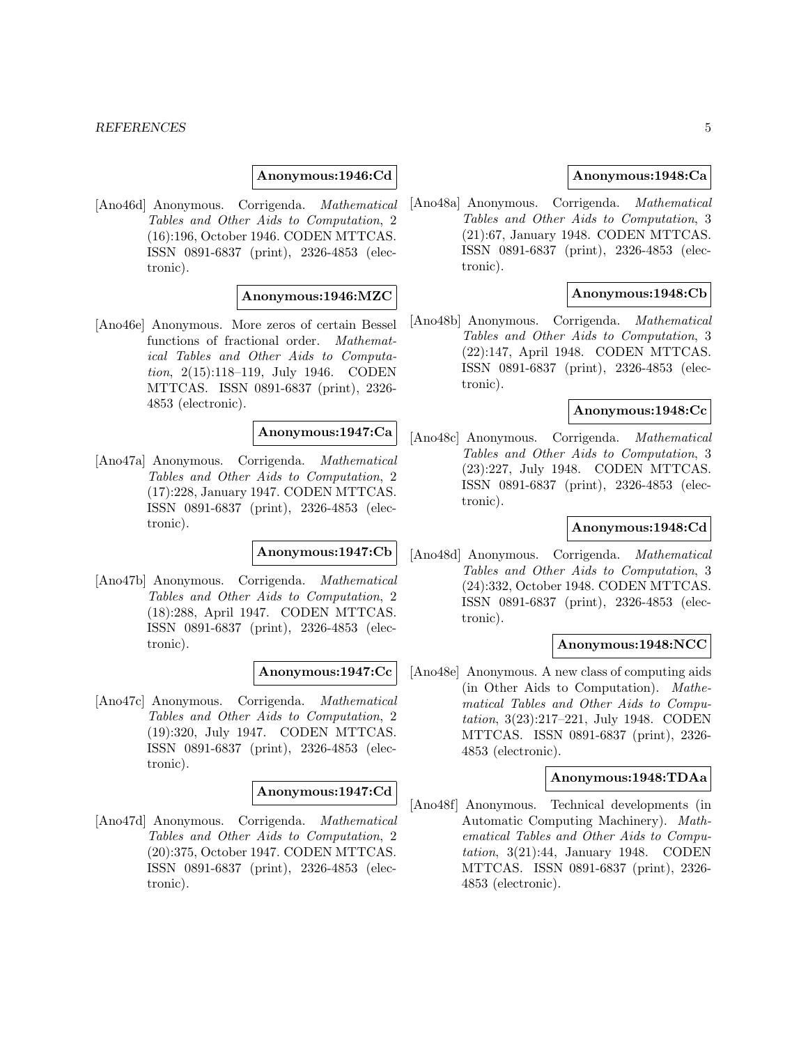**Anonymous:1946:Cd**

[Ano46d] Anonymous. Corrigenda. *Mathematical Tables and Other Aids to Computation*, 2 (16):196, October 1946. CODEN MTTCAS. ISSN 0891-6837 (print), 2326-4853 (electronic).

**Anonymous:1946:MZC**

[Ano46e] Anonymous. More zeros of certain Bessel functions of fractional order. *Mathematical Tables and Other Aids to Computation*, 2(15):118–119, July 1946. CODEN MTTCAS. ISSN 0891-6837 (print), 2326-4853 (electronic).

**Anonymous:1947:Ca**

[Ano47a] Anonymous. Corrigenda. *Mathematical Tables and Other Aids to Computation*, 2 (17):228, January 1947. CODEN MTTCAS. ISSN 0891-6837 (print), 2326-4853 (electronic).

**Anonymous:1947:Cb**

[Ano47b] Anonymous. Corrigenda. *Mathematical Tables and Other Aids to Computation*, 2 (18):288, April 1947. CODEN MTTCAS. ISSN 0891-6837 (print), 2326-4853 (electronic).

**Anonymous:1947:Cc**

[Ano47c] Anonymous. Corrigenda. *Mathematical Tables and Other Aids to Computation*, 2 (19):320, July 1947. CODEN MTTCAS. ISSN 0891-6837 (print), 2326-4853 (electronic).

**Anonymous:1947:Cd**

[Ano47d] Anonymous. Corrigenda. *Mathematical Tables and Other Aids to Computation*, 2 (20):375, October 1947. CODEN MTTCAS. ISSN 0891-6837 (print), 2326-4853 (electronic).

**Anonymous:1948:Ca**

[Ano48a] Anonymous. Corrigenda. *Mathematical Tables and Other Aids to Computation*, 3 (21):67, January 1948. CODEN MTTCAS. ISSN 0891-6837 (print), 2326-4853 (electronic).

**Anonymous:1948:Cb**

[Ano48b] Anonymous. Corrigenda. *Mathematical Tables and Other Aids to Computation*, 3 (22):147, April 1948. CODEN MTTCAS. ISSN 0891-6837 (print), 2326-4853 (electronic).

**Anonymous:1948:Cc**

[Ano48c] Anonymous. Corrigenda. *Mathematical Tables and Other Aids to Computation*, 3 (23):227, July 1948. CODEN MTTCAS. ISSN 0891-6837 (print), 2326-4853 (electronic).

**Anonymous:1948:Cd**

[Ano48d] Anonymous. Corrigenda. *Mathematical Tables and Other Aids to Computation*, 3 (24):332, October 1948. CODEN MTTCAS. ISSN 0891-6837 (print), 2326-4853 (electronic).

**Anonymous:1948:NCC**

[Ano48e] Anonymous. A new class of computing aids (in Other Aids to Computation). *Mathematical Tables and Other Aids to Computation*, 3(23):217–221, July 1948. CODEN MTTCAS. ISSN 0891-6837 (print), 2326-4853 (electronic).

**Anonymous:1948:TDAa**

[Ano48f] Anonymous. Technical developments (in Automatic Computing Machinery). *Mathematical Tables and Other Aids to Computation*, 3(21):44, January 1948. CODEN MTTCAS. ISSN 0891-6837 (print), 2326-4853 (electronic).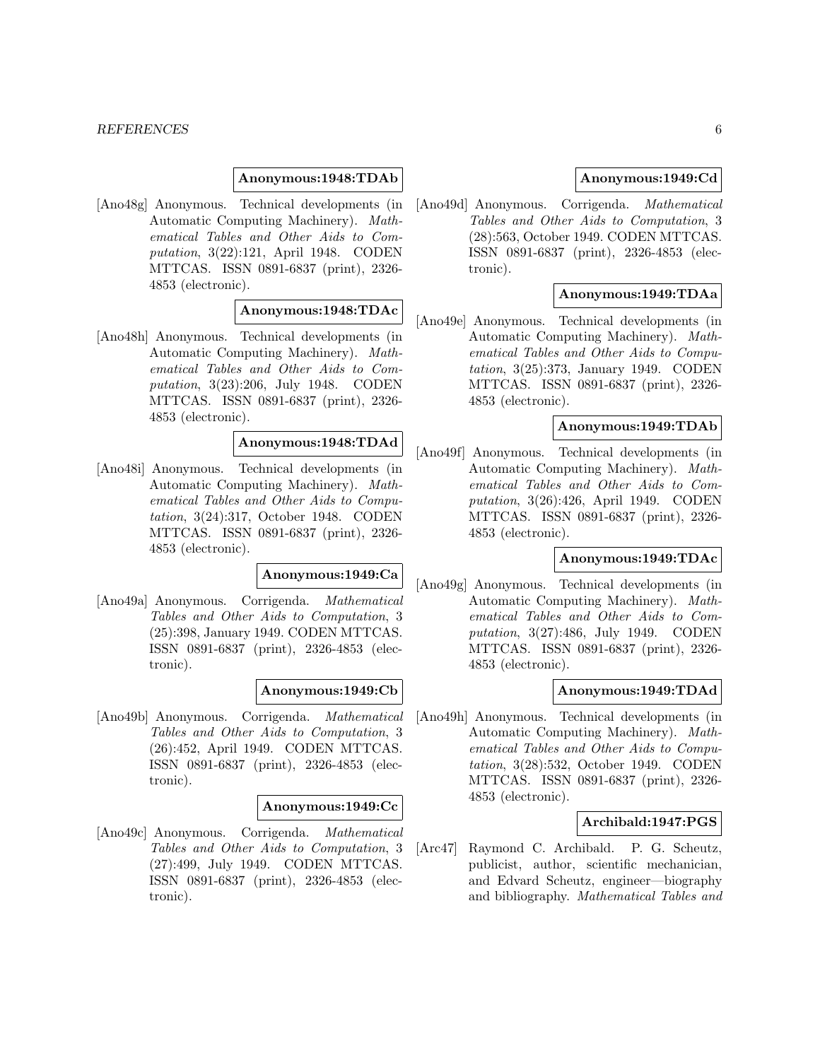**Anonymous:1948:TDAb**

[Ano48g] Anonymous. Technical developments (in Automatic Computing Machinery). *Mathematical Tables and Other Aids to Computation*, 3(22):121, April 1948. CODEN MTTCAS. ISSN 0891-6837 (print), 2326-4853 (electronic).

**Anonymous:1948:TDAc**

[Ano48h] Anonymous. Technical developments (in Automatic Computing Machinery). *Mathematical Tables and Other Aids to Computation*, 3(23):206, July 1948. CODEN MTTCAS. ISSN 0891-6837 (print), 2326-4853 (electronic).

**Anonymous:1948:TDAd**

[Ano48i] Anonymous. Technical developments (in Automatic Computing Machinery). *Mathematical Tables and Other Aids to Computation*, 3(24):317, October 1948. CODEN MTTCAS. ISSN 0891-6837 (print), 2326-4853 (electronic).

**Anonymous:1949:Ca**

[Ano49a] Anonymous. Corrigenda. *Mathematical Tables and Other Aids to Computation*, 3 (25):398, January 1949. CODEN MTTCAS. ISSN 0891-6837 (print), 2326-4853 (electronic).

**Anonymous:1949:Cb**

[Ano49b] Anonymous. Corrigenda. *Mathematical Tables and Other Aids to Computation*, 3 (26):452, April 1949. CODEN MTTCAS. ISSN 0891-6837 (print), 2326-4853 (electronic).

**Anonymous:1949:Cc**

[Ano49c] Anonymous. Corrigenda. *Mathematical Tables and Other Aids to Computation*, 3 (27):499, July 1949. CODEN MTTCAS. ISSN 0891-6837 (print), 2326-4853 (electronic).

**Anonymous:1949:Cd**

[Ano49d] Anonymous. Corrigenda. *Mathematical Tables and Other Aids to Computation*, 3 (28):563, October 1949. CODEN MTTCAS. ISSN 0891-6837 (print), 2326-4853 (electronic).

**Anonymous:1949:TDAa**

[Ano49e] Anonymous. Technical developments (in Automatic Computing Machinery). *Mathematical Tables and Other Aids to Computation*, 3(25):373, January 1949. CODEN MTTCAS. ISSN 0891-6837 (print), 2326-4853 (electronic).

**Anonymous:1949:TDAb**

[Ano49f] Anonymous. Technical developments (in Automatic Computing Machinery). *Mathematical Tables and Other Aids to Computation*, 3(26):426, April 1949. CODEN MTTCAS. ISSN 0891-6837 (print), 2326-4853 (electronic).

**Anonymous:1949:TDAc**

[Ano49g] Anonymous. Technical developments (in Automatic Computing Machinery). *Mathematical Tables and Other Aids to Computation*, 3(27):486, July 1949. CODEN MTTCAS. ISSN 0891-6837 (print), 2326-4853 (electronic).

**Anonymous:1949:TDAd**

[Ano49h] Anonymous. Technical developments (in Automatic Computing Machinery). *Mathematical Tables and Other Aids to Computation*, 3(28):532, October 1949. CODEN MTTCAS. ISSN 0891-6837 (print), 2326-4853 (electronic).

**Archibald:1947:PGS**

[Arc47] Raymond C. Archibald. P. G. Scheutz, publicist, author, scientific mechanician, and Edvard Scheutz, engineer—biography and bibliography. *Mathematical Tables and*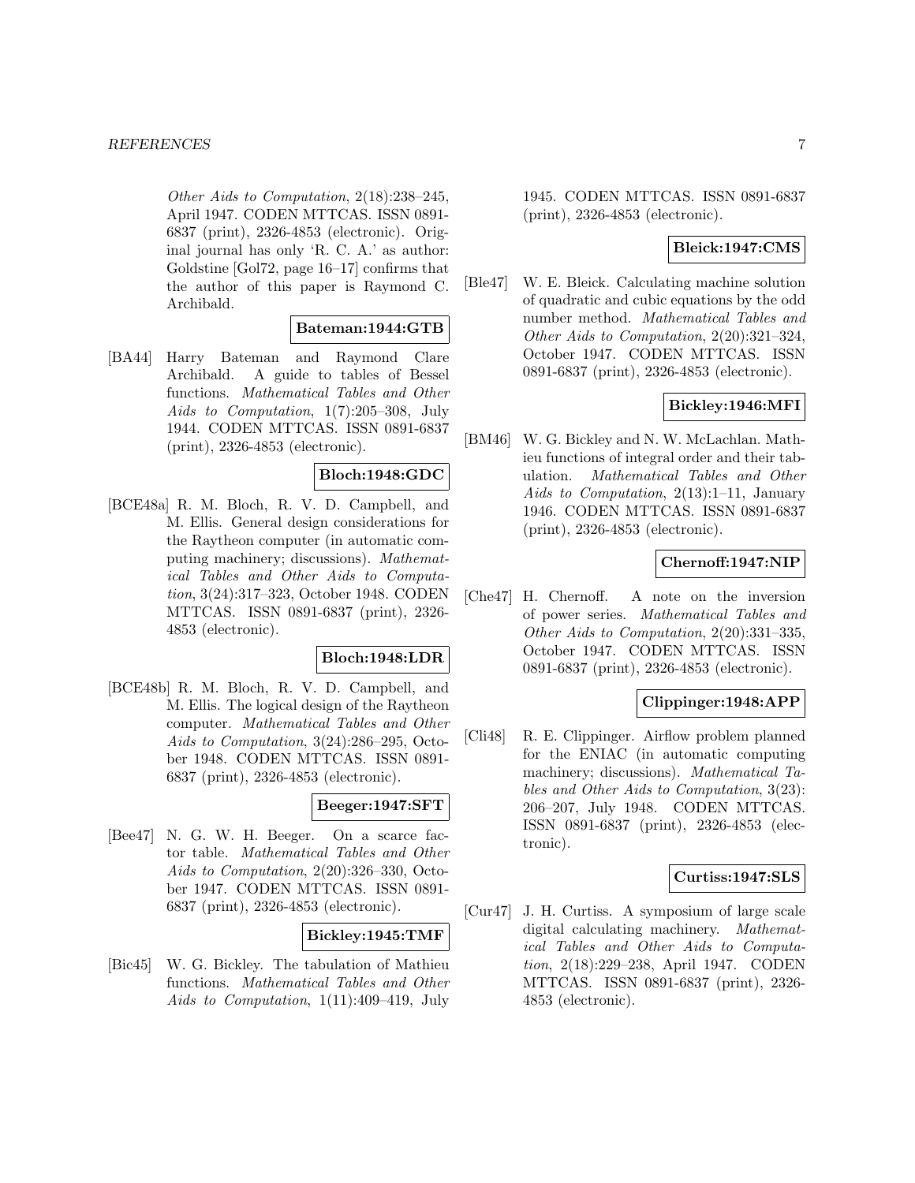*Other Aids to Computation*, 2(18):238–245, April 1947. CODEN MTTCAS. ISSN 0891-6837 (print), 2326-4853 (electronic). Original journal has only 'R. C. A.' as author: Goldstine [Gol72, page 16–17] confirms that the author of this paper is Raymond C. Archibald.

**Bateman:1944:GTB**

[BA44] Harry Bateman and Raymond Clare Archibald. A guide to tables of Bessel functions. *Mathematical Tables and Other Aids to Computation*, 1(7):205–308, July 1944. CODEN MTTCAS. ISSN 0891-6837 (print), 2326-4853 (electronic).

**Bloch:1948:GDC**

[BCE48a] R. M. Bloch, R. V. D. Campbell, and M. Ellis. General design considerations for the Raytheon computer (in automatic computing machinery; discussions). *Mathematical Tables and Other Aids to Computation*, 3(24):317–323, October 1948. CODEN MTTCAS. ISSN 0891-6837 (print), 2326-4853 (electronic).

**Bloch:1948:LDR**

[BCE48b] R. M. Bloch, R. V. D. Campbell, and M. Ellis. The logical design of the Raytheon computer. *Mathematical Tables and Other Aids to Computation*, 3(24):286–295, October 1948. CODEN MTTCAS. ISSN 0891-6837 (print), 2326-4853 (electronic).

**Beeger:1947:SFT**

[Bee47] N. G. W. H. Beeger. On a scarce factor table. *Mathematical Tables and Other Aids to Computation*, 2(20):326–330, October 1947. CODEN MTTCAS. ISSN 0891-6837 (print), 2326-4853 (electronic).

**Bickley:1945:TMF**

[Bic45] W. G. Bickley. The tabulation of Mathieu functions. *Mathematical Tables and Other Aids to Computation*, 1(11):409–419, July 1945. CODEN MTTCAS. ISSN 0891-6837 (print), 2326-4853 (electronic).

**Bleick:1947:CMS**

[Ble47] W. E. Bleick. Calculating machine solution of quadratic and cubic equations by the odd number method. *Mathematical Tables and Other Aids to Computation*, 2(20):321–324, October 1947. CODEN MTTCAS. ISSN 0891-6837 (print), 2326-4853 (electronic).

**Bickley:1946:MFI**

[BM46] W. G. Bickley and N. W. McLachlan. Mathieu functions of integral order and their tabulation. *Mathematical Tables and Other Aids to Computation*, 2(13):1–11, January 1946. CODEN MTTCAS. ISSN 0891-6837 (print), 2326-4853 (electronic).

**Chernoff:1947:NIP**

[Che47] H. Chernoff. A note on the inversion of power series. *Mathematical Tables and Other Aids to Computation*, 2(20):331–335, October 1947. CODEN MTTCAS. ISSN 0891-6837 (print), 2326-4853 (electronic).

**Clippinger:1948:APP**

[Cli48] R. E. Clippinger. Airflow problem planned for the ENIAC (in automatic computing machinery; discussions). *Mathematical Tables and Other Aids to Computation*, 3(23): 206–207, July 1948. CODEN MTTCAS. ISSN 0891-6837 (print), 2326-4853 (electronic).

**Curtiss:1947:SLS**

[Cur47] J. H. Curtiss. A symposium of large scale digital calculating machinery. *Mathematical Tables and Other Aids to Computation*, 2(18):229–238, April 1947. CODEN MTTCAS. ISSN 0891-6837 (print), 2326-4853 (electronic).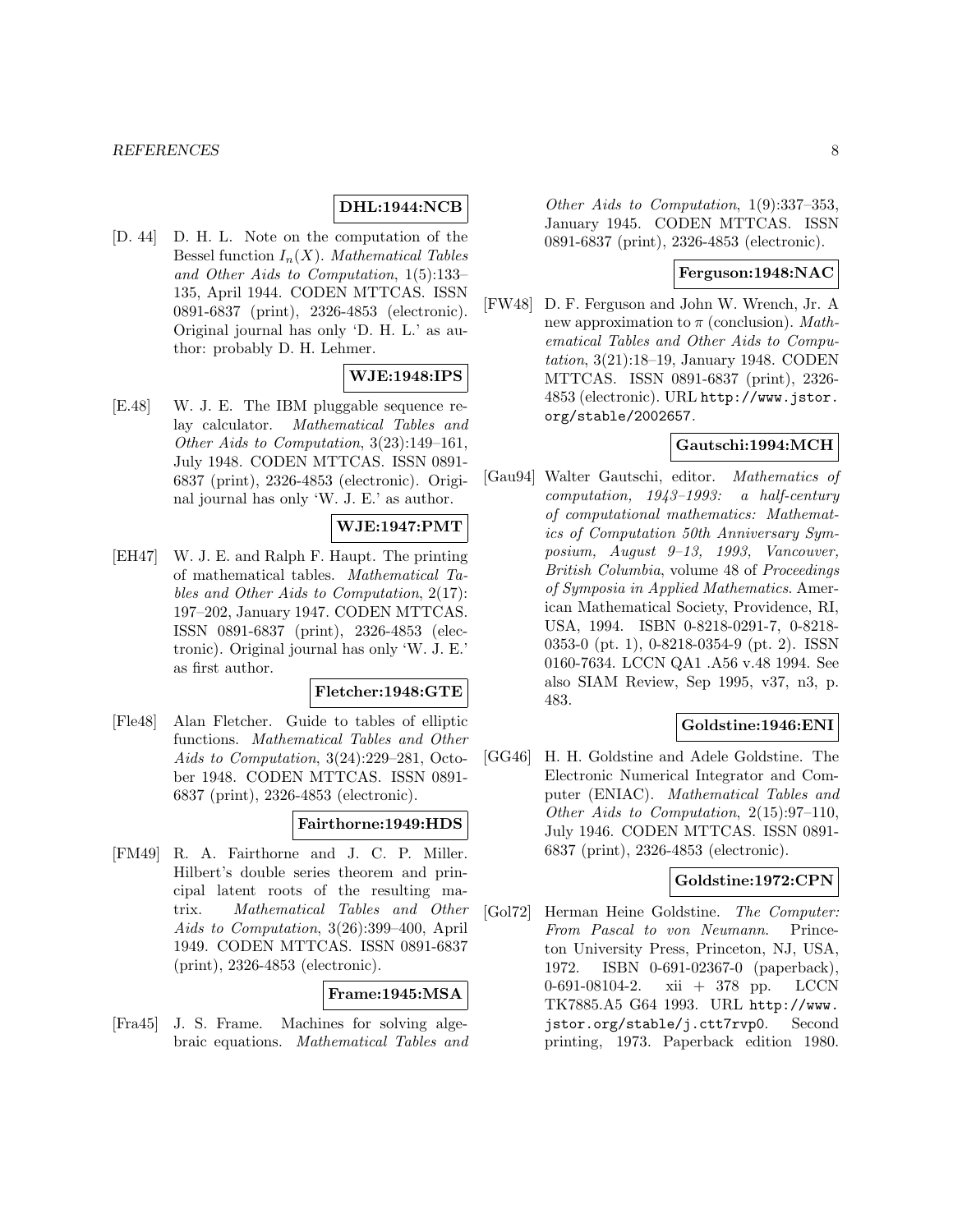**DHL:1944:NCB**

[D. 44] D. H. L. Note on the computation of the Bessel function $I_n(X)$. *Mathematical Tables and Other Aids to Computation*, 1(5):133–135, April 1944. CODEN MTTCAS. ISSN 0891-6837 (print), 2326-4853 (electronic). Original journal has only 'D. H. L.' as author: probably D. H. Lehmer.

**WJE:1948:IPS**

[E.48] W. J. E. The IBM pluggable sequence relay calculator. *Mathematical Tables and Other Aids to Computation*, 3(23):149–161, July 1948. CODEN MTTCAS. ISSN 0891-6837 (print), 2326-4853 (electronic). Original journal has only 'W. J. E.' as author.

**WJE:1947:PMT**

[EH47] W. J. E. and Ralph F. Haupt. The printing of mathematical tables. *Mathematical Tables and Other Aids to Computation*, 2(17):197–202, January 1947. CODEN MTTCAS. ISSN 0891-6837 (print), 2326-4853 (electronic). Original journal has only 'W. J. E.' as first author.

**Fletcher:1948:GTE**

[Fle48] Alan Fletcher. Guide to tables of elliptic functions. *Mathematical Tables and Other Aids to Computation*, 3(24):229–281, October 1948. CODEN MTTCAS. ISSN 0891-6837 (print), 2326-4853 (electronic).

**Fairthorne:1949:HDS**

[FM49] R. A. Fairthorne and J. C. P. Miller. Hilbert's double series theorem and principal latent roots of the resulting matrix. *Mathematical Tables and Other Aids to Computation*, 3(26):399–400, April 1949. CODEN MTTCAS. ISSN 0891-6837 (print), 2326-4853 (electronic).

**Frame:1945:MSA**

[Fra45] J. S. Frame. Machines for solving algebraic equations. *Mathematical Tables and Other Aids to Computation*, 1(9):337–353, January 1945. CODEN MTTCAS. ISSN 0891-6837 (print), 2326-4853 (electronic).

**Ferguson:1948:NAC**

[FW48] D. F. Ferguson and John W. Wrench, Jr. A new approximation to $\pi$ (conclusion). *Mathematical Tables and Other Aids to Computation*, 3(21):18–19, January 1948. CODEN MTTCAS. ISSN 0891-6837 (print), 2326-4853 (electronic). URL http://www.jstor.org/stable/2002657.

**Gautschi:1994:MCH**

[Gau94] Walter Gautschi, editor. *Mathematics of computation, 1943–1993: a half-century of computational mathematics: Mathematics of Computation 50th Anniversary Symposium, August 9–13, 1993, Vancouver, British Columbia*, volume 48 of *Proceedings of Symposia in Applied Mathematics*. American Mathematical Society, Providence, RI, USA, 1994. ISBN 0-8218-0291-7, 0-8218-0353-0 (pt. 1), 0-8218-0354-9 (pt. 2). ISSN 0160-7634. LCCN QA1 .A56 v.48 1994. See also SIAM Review, Sep 1995, v37, n3, p. 483.

**Goldstine:1946:ENI**

[GG46] H. H. Goldstine and Adele Goldstine. The Electronic Numerical Integrator and Computer (ENIAC). *Mathematical Tables and Other Aids to Computation*, 2(15):97–110, July 1946. CODEN MTTCAS. ISSN 0891-6837 (print), 2326-4853 (electronic).

**Goldstine:1972:CPN**

[Gol72] Herman Heine Goldstine. *The Computer: From Pascal to von Neumann*. Princeton University Press, Princeton, NJ, USA, 1972. ISBN 0-691-02367-0 (paperback), 0-691-08104-2. xii + 378 pp. LCCN TK7885.A5 G64 1993. URL http://www.jstor.org/stable/j.ctt7rvp0. Second printing, 1973. Paperback edition 1980.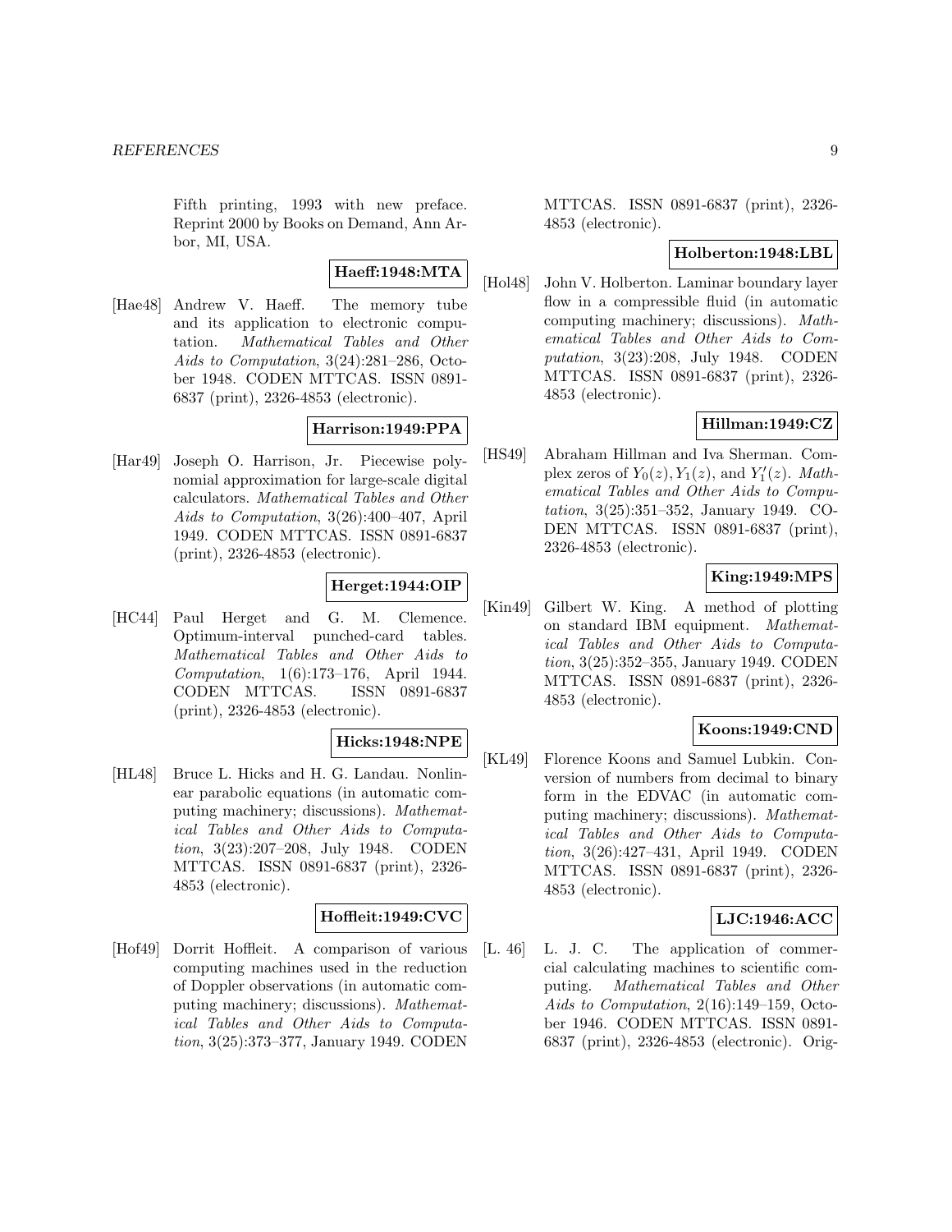Fifth printing, 1993 with new preface. Reprint 2000 by Books on Demand, Ann Arbor, MI, USA.

**Haeff:1948:MTA**

[Hae48] Andrew V. Haeff. The memory tube and its application to electronic computation. *Mathematical Tables and Other Aids to Computation*, 3(24):281–286, October 1948. CODEN MTTCAS. ISSN 0891-6837 (print), 2326-4853 (electronic).

**Harrison:1949:PPA**

[Har49] Joseph O. Harrison, Jr. Piecewise polynomial approximation for large-scale digital calculators. *Mathematical Tables and Other Aids to Computation*, 3(26):400–407, April 1949. CODEN MTTCAS. ISSN 0891-6837 (print), 2326-4853 (electronic).

**Herget:1944:OIP**

[HC44] Paul Herget and G. M. Clemence. Optimum-interval punched-card tables. *Mathematical Tables and Other Aids to Computation*, 1(6):173–176, April 1944. CODEN MTTCAS. ISSN 0891-6837 (print), 2326-4853 (electronic).

**Hicks:1948:NPE**

[HL48] Bruce L. Hicks and H. G. Landau. Nonlinear parabolic equations (in automatic computing machinery; discussions). *Mathematical Tables and Other Aids to Computation*, 3(23):207–208, July 1948. CODEN MTTCAS. ISSN 0891-6837 (print), 2326-4853 (electronic).

**Hoffleit:1949:CVC**

[Hof49] Dorrit Hoffleit. A comparison of various computing machines used in the reduction of Doppler observations (in automatic computing machinery; discussions). *Mathematical Tables and Other Aids to Computation*, 3(25):373–377, January 1949. CODEN MTTCAS. ISSN 0891-6837 (print), 2326-4853 (electronic).

**Holberton:1948:LBL**

[Hol48] John V. Holberton. Laminar boundary layer flow in a compressible fluid (in automatic computing machinery; discussions). *Mathematical Tables and Other Aids to Computation*, 3(23):208, July 1948. CODEN MTTCAS. ISSN 0891-6837 (print), 2326-4853 (electronic).

**Hillman:1949:CZ**

[HS49] Abraham Hillman and Iva Sherman. Complex zeros of $Y_0(z), Y_1(z)$, and $Y_1'(z)$. *Mathematical Tables and Other Aids to Computation*, 3(25):351–352, January 1949. CODEN MTTCAS. ISSN 0891-6837 (print), 2326-4853 (electronic).

**King:1949:MPS**

[Kin49] Gilbert W. King. A method of plotting on standard IBM equipment. *Mathematical Tables and Other Aids to Computation*, 3(25):352–355, January 1949. CODEN MTTCAS. ISSN 0891-6837 (print), 2326-4853 (electronic).

**Koons:1949:CND**

[KL49] Florence Koons and Samuel Lubkin. Conversion of numbers from decimal to binary form in the EDVAC (in automatic computing machinery; discussions). *Mathematical Tables and Other Aids to Computation*, 3(26):427–431, April 1949. CODEN MTTCAS. ISSN 0891-6837 (print), 2326-4853 (electronic).

**LJC:1946:ACC**

[L. 46] L. J. C. The application of commercial calculating machines to scientific computing. *Mathematical Tables and Other Aids to Computation*, 2(16):149–159, October 1946. CODEN MTTCAS. ISSN 0891-6837 (print), 2326-4853 (electronic). Orig-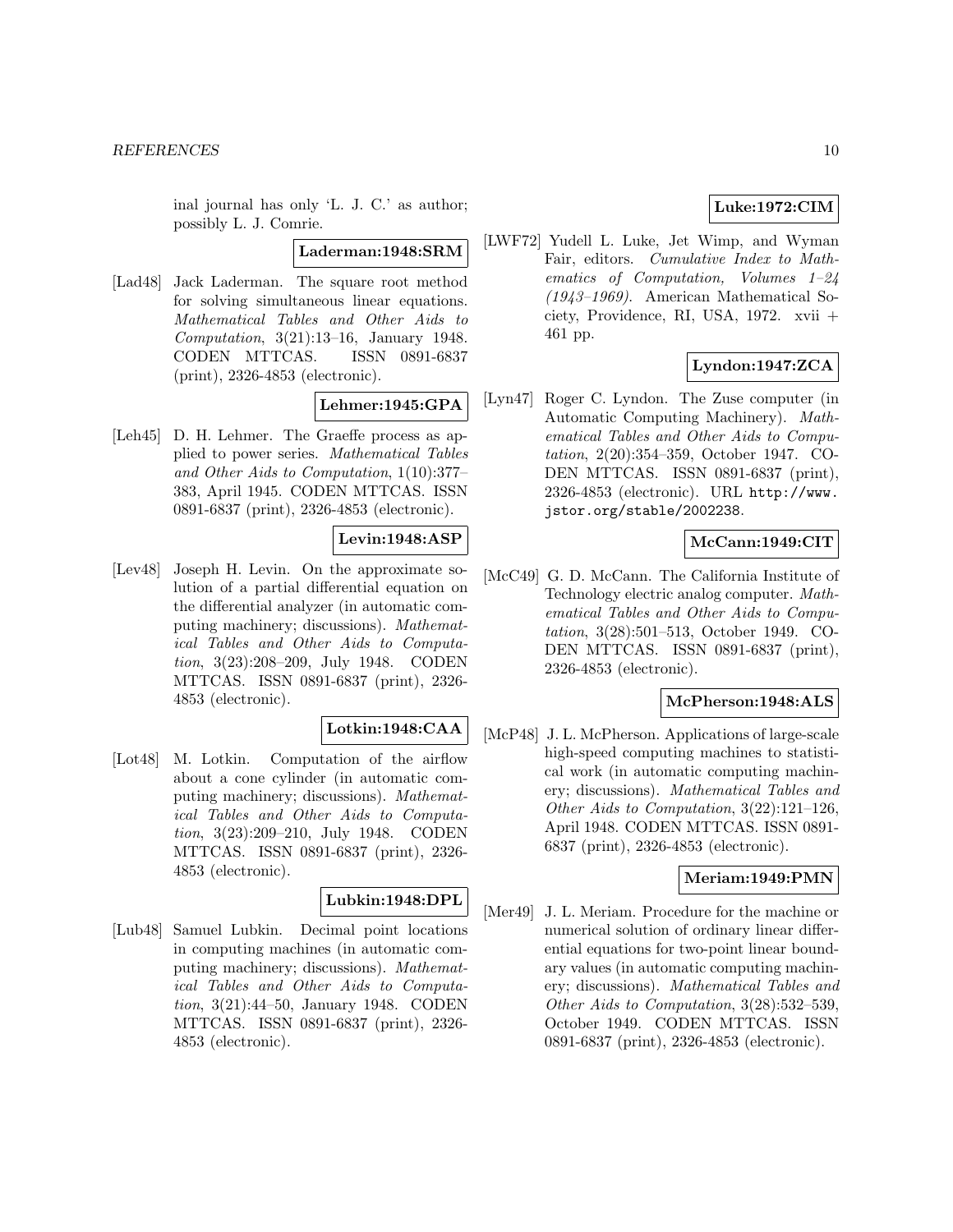inal journal has only 'L. J. C.' as author; possibly L. J. Comrie.

**Laderman:1948:SRM**

[Lad48] Jack Laderman. The square root method for solving simultaneous linear equations. *Mathematical Tables and Other Aids to Computation*, 3(21):13–16, January 1948. CODEN MTTCAS. ISSN 0891-6837 (print), 2326-4853 (electronic).

**Lehmer:1945:GPA**

[Leh45] D. H. Lehmer. The Graeffe process as applied to power series. *Mathematical Tables and Other Aids to Computation*, 1(10):377–383, April 1945. CODEN MTTCAS. ISSN 0891-6837 (print), 2326-4853 (electronic).

**Levin:1948:ASP**

[Lev48] Joseph H. Levin. On the approximate solution of a partial differential equation on the differential analyzer (in automatic computing machinery; discussions). *Mathematical Tables and Other Aids to Computation*, 3(23):208–209, July 1948. CODEN MTTCAS. ISSN 0891-6837 (print), 2326-4853 (electronic).

**Lotkin:1948:CAA**

[Lot48] M. Lotkin. Computation of the airflow about a cone cylinder (in automatic computing machinery; discussions). *Mathematical Tables and Other Aids to Computation*, 3(23):209–210, July 1948. CODEN MTTCAS. ISSN 0891-6837 (print), 2326-4853 (electronic).

**Lubkin:1948:DPL**

[Lub48] Samuel Lubkin. Decimal point locations in computing machines (in automatic computing machinery; discussions). *Mathematical Tables and Other Aids to Computation*, 3(21):44–50, January 1948. CODEN MTTCAS. ISSN 0891-6837 (print), 2326-4853 (electronic).

**Luke:1972:CIM**

[LWF72] Yudell L. Luke, Jet Wimp, and Wyman Fair, editors. *Cumulative Index to Mathematics of Computation, Volumes 1–24 (1943–1969)*. American Mathematical Society, Providence, RI, USA, 1972. xvii + 461 pp.

**Lyndon:1947:ZCA**

[Lyn47] Roger C. Lyndon. The Zuse computer (in Automatic Computing Machinery). *Mathematical Tables and Other Aids to Computation*, 2(20):354–359, October 1947. CODEN MTTCAS. ISSN 0891-6837 (print), 2326-4853 (electronic). URL http://www.jstor.org/stable/2002238.

**McCann:1949:CIT**

[McC49] G. D. McCann. The California Institute of Technology electric analog computer. *Mathematical Tables and Other Aids to Computation*, 3(28):501–513, October 1949. CODEN MTTCAS. ISSN 0891-6837 (print), 2326-4853 (electronic).

**McPherson:1948:ALS**

[McP48] J. L. McPherson. Applications of large-scale high-speed computing machines to statistical work (in automatic computing machinery; discussions). *Mathematical Tables and Other Aids to Computation*, 3(22):121–126, April 1948. CODEN MTTCAS. ISSN 0891-6837 (print), 2326-4853 (electronic).

**Meriam:1949:PMN**

[Mer49] J. L. Meriam. Procedure for the machine or numerical solution of ordinary linear differential equations for two-point linear boundary values (in automatic computing machinery; discussions). *Mathematical Tables and Other Aids to Computation*, 3(28):532–539, October 1949. CODEN MTTCAS. ISSN 0891-6837 (print), 2326-4853 (electronic).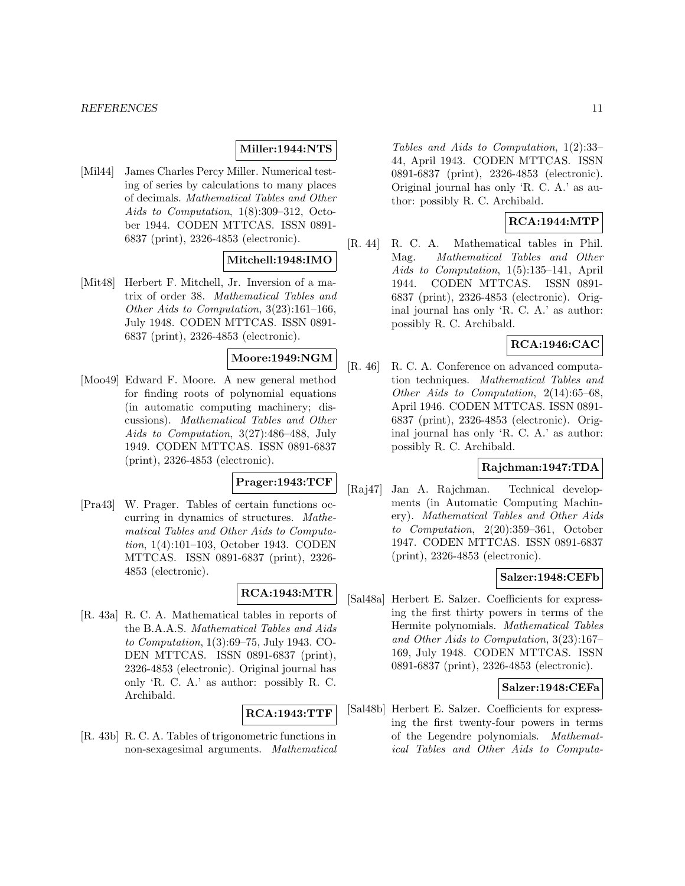**Miller:1944:NTS**

[Mil44] James Charles Percy Miller. Numerical testing of series by calculations to many places of decimals. *Mathematical Tables and Other Aids to Computation*, 1(8):309–312, October 1944. CODEN MTTCAS. ISSN 0891-6837 (print), 2326-4853 (electronic).

**Mitchell:1948:IMO**

[Mit48] Herbert F. Mitchell, Jr. Inversion of a matrix of order 38. *Mathematical Tables and Other Aids to Computation*, 3(23):161–166, July 1948. CODEN MTTCAS. ISSN 0891-6837 (print), 2326-4853 (electronic).

**Moore:1949:NGM**

[Moo49] Edward F. Moore. A new general method for finding roots of polynomial equations (in automatic computing machinery; discussions). *Mathematical Tables and Other Aids to Computation*, 3(27):486–488, July 1949. CODEN MTTCAS. ISSN 0891-6837 (print), 2326-4853 (electronic).

**Prager:1943:TCF**

[Pra43] W. Prager. Tables of certain functions occurring in dynamics of structures. *Mathematical Tables and Other Aids to Computation*, 1(4):101–103, October 1943. CODEN MTTCAS. ISSN 0891-6837 (print), 2326-4853 (electronic).

**RCA:1943:MTR**

[R. 43a] R. C. A. Mathematical tables in reports of the B.A.A.S. *Mathematical Tables and Aids to Computation*, 1(3):69–75, July 1943. CODEN MTTCAS. ISSN 0891-6837 (print), 2326-4853 (electronic). Original journal has only 'R. C. A.' as author: possibly R. C. Archibald.

**RCA:1943:TTF**

[R. 43b] R. C. A. Tables of trigonometric functions in non-sexagesimal arguments. *Mathematical Tables and Aids to Computation*, 1(2):33–44, April 1943. CODEN MTTCAS. ISSN 0891-6837 (print), 2326-4853 (electronic). Original journal has only 'R. C. A.' as author: possibly R. C. Archibald.

**RCA:1944:MTP**

[R. 44] R. C. A. Mathematical tables in Phil. Mag. *Mathematical Tables and Other Aids to Computation*, 1(5):135–141, April 1944. CODEN MTTCAS. ISSN 0891-6837 (print), 2326-4853 (electronic). Original journal has only 'R. C. A.' as author: possibly R. C. Archibald.

**RCA:1946:CAC**

[R. 46] R. C. A. Conference on advanced computation techniques. *Mathematical Tables and Other Aids to Computation*, 2(14):65–68, April 1946. CODEN MTTCAS. ISSN 0891-6837 (print), 2326-4853 (electronic). Original journal has only 'R. C. A.' as author: possibly R. C. Archibald.

**Rajchman:1947:TDA**

[Raj47] Jan A. Rajchman. Technical developments (in Automatic Computing Machinery). *Mathematical Tables and Other Aids to Computation*, 2(20):359–361, October 1947. CODEN MTTCAS. ISSN 0891-6837 (print), 2326-4853 (electronic).

**Salzer:1948:CEFb**

[Sal48a] Herbert E. Salzer. Coefficients for expressing the first thirty powers in terms of the Hermite polynomials. *Mathematical Tables and Other Aids to Computation*, 3(23):167–169, July 1948. CODEN MTTCAS. ISSN 0891-6837 (print), 2326-4853 (electronic).

**Salzer:1948:CEFa**

[Sal48b] Herbert E. Salzer. Coefficients for expressing the first twenty-four powers in terms of the Legendre polynomials. *Mathematical Tables and Other Aids to Computa-*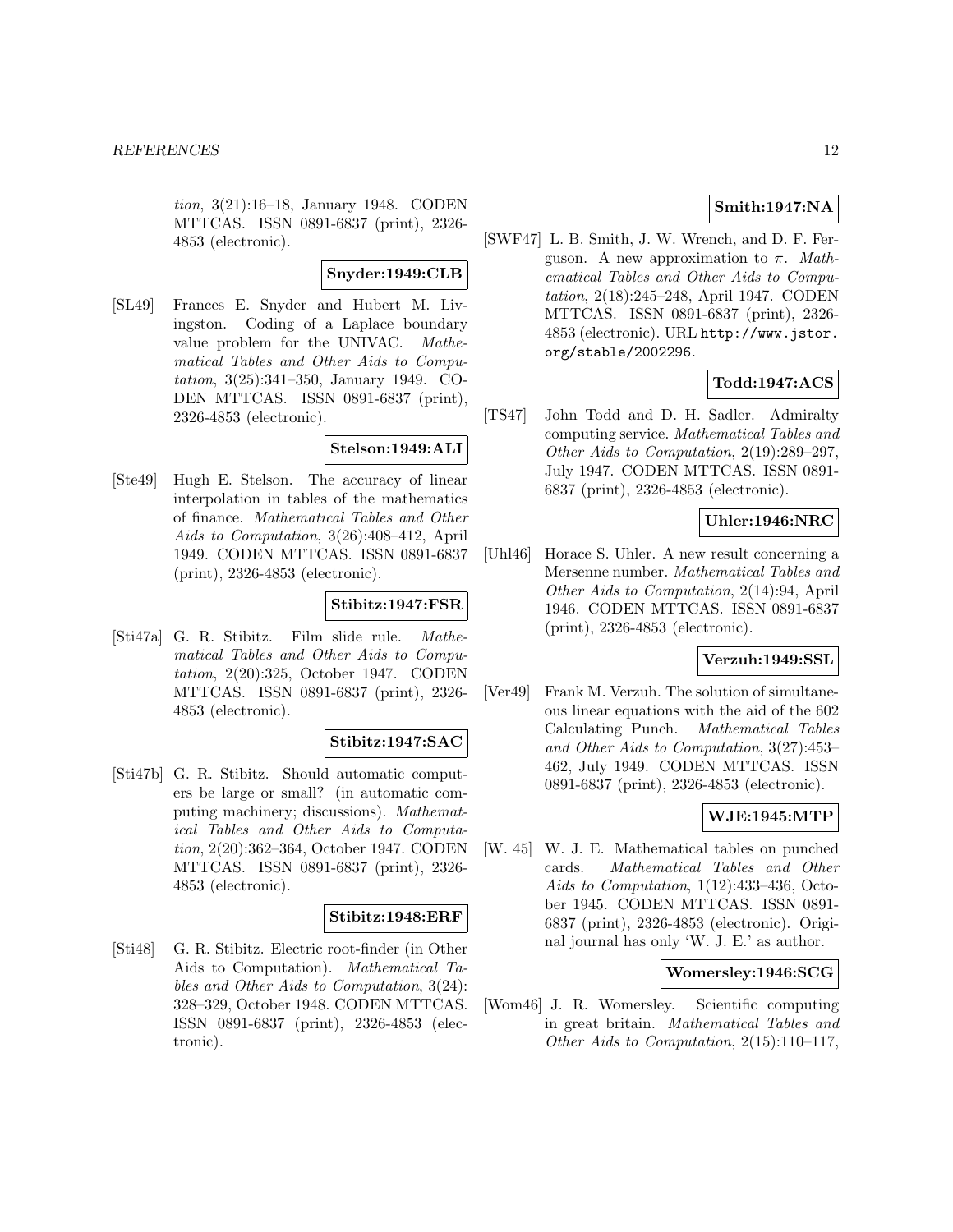*tion*, 3(21):16–18, January 1948. CODEN MTTCAS. ISSN 0891-6837 (print), 2326-4853 (electronic).

**Snyder:1949:CLB**

[SL49] Frances E. Snyder and Hubert M. Livingston. Coding of a Laplace boundary value problem for the UNIVAC. *Mathematical Tables and Other Aids to Computation*, 3(25):341–350, January 1949. CODEN MTTCAS. ISSN 0891-6837 (print), 2326-4853 (electronic).

**Stelson:1949:ALI**

[Ste49] Hugh E. Stelson. The accuracy of linear interpolation in tables of the mathematics of finance. *Mathematical Tables and Other Aids to Computation*, 3(26):408–412, April 1949. CODEN MTTCAS. ISSN 0891-6837 (print), 2326-4853 (electronic).

**Stibitz:1947:FSR**

[Sti47a] G. R. Stibitz. Film slide rule. *Mathematical Tables and Other Aids to Computation*, 2(20):325, October 1947. CODEN MTTCAS. ISSN 0891-6837 (print), 2326-4853 (electronic).

**Stibitz:1947:SAC**

[Sti47b] G. R. Stibitz. Should automatic computers be large or small? (in automatic computing machinery; discussions). *Mathematical Tables and Other Aids to Computation*, 2(20):362–364, October 1947. CODEN MTTCAS. ISSN 0891-6837 (print), 2326-4853 (electronic).

**Stibitz:1948:ERF**

[Sti48] G. R. Stibitz. Electric root-finder (in Other Aids to Computation). *Mathematical Tables and Other Aids to Computation*, 3(24): 328–329, October 1948. CODEN MTTCAS. ISSN 0891-6837 (print), 2326-4853 (electronic).

**Smith:1947:NA**

[SWF47] L. B. Smith, J. W. Wrench, and D. F. Ferguson. A new approximation to $\pi$. *Mathematical Tables and Other Aids to Computation*, 2(18):245–248, April 1947. CODEN MTTCAS. ISSN 0891-6837 (print), 2326-4853 (electronic). URL http://www.jstor.org/stable/2002296.

**Todd:1947:ACS**

[TS47] John Todd and D. H. Sadler. Admiralty computing service. *Mathematical Tables and Other Aids to Computation*, 2(19):289–297, July 1947. CODEN MTTCAS. ISSN 0891-6837 (print), 2326-4853 (electronic).

**Uhler:1946:NRC**

[Uhl46] Horace S. Uhler. A new result concerning a Mersenne number. *Mathematical Tables and Other Aids to Computation*, 2(14):94, April 1946. CODEN MTTCAS. ISSN 0891-6837 (print), 2326-4853 (electronic).

**Verzuh:1949:SSL**

[Ver49] Frank M. Verzuh. The solution of simultaneous linear equations with the aid of the 602 Calculating Punch. *Mathematical Tables and Other Aids to Computation*, 3(27):453–462, July 1949. CODEN MTTCAS. ISSN 0891-6837 (print), 2326-4853 (electronic).

**WJE:1945:MTP**

[W. 45] W. J. E. Mathematical tables on punched cards. *Mathematical Tables and Other Aids to Computation*, 1(12):433–436, October 1945. CODEN MTTCAS. ISSN 0891-6837 (print), 2326-4853 (electronic). Original journal has only 'W. J. E.' as author.

**Womersley:1946:SCG**

[Wom46] J. R. Womersley. Scientific computing in great britain. *Mathematical Tables and Other Aids to Computation*, 2(15):110–117,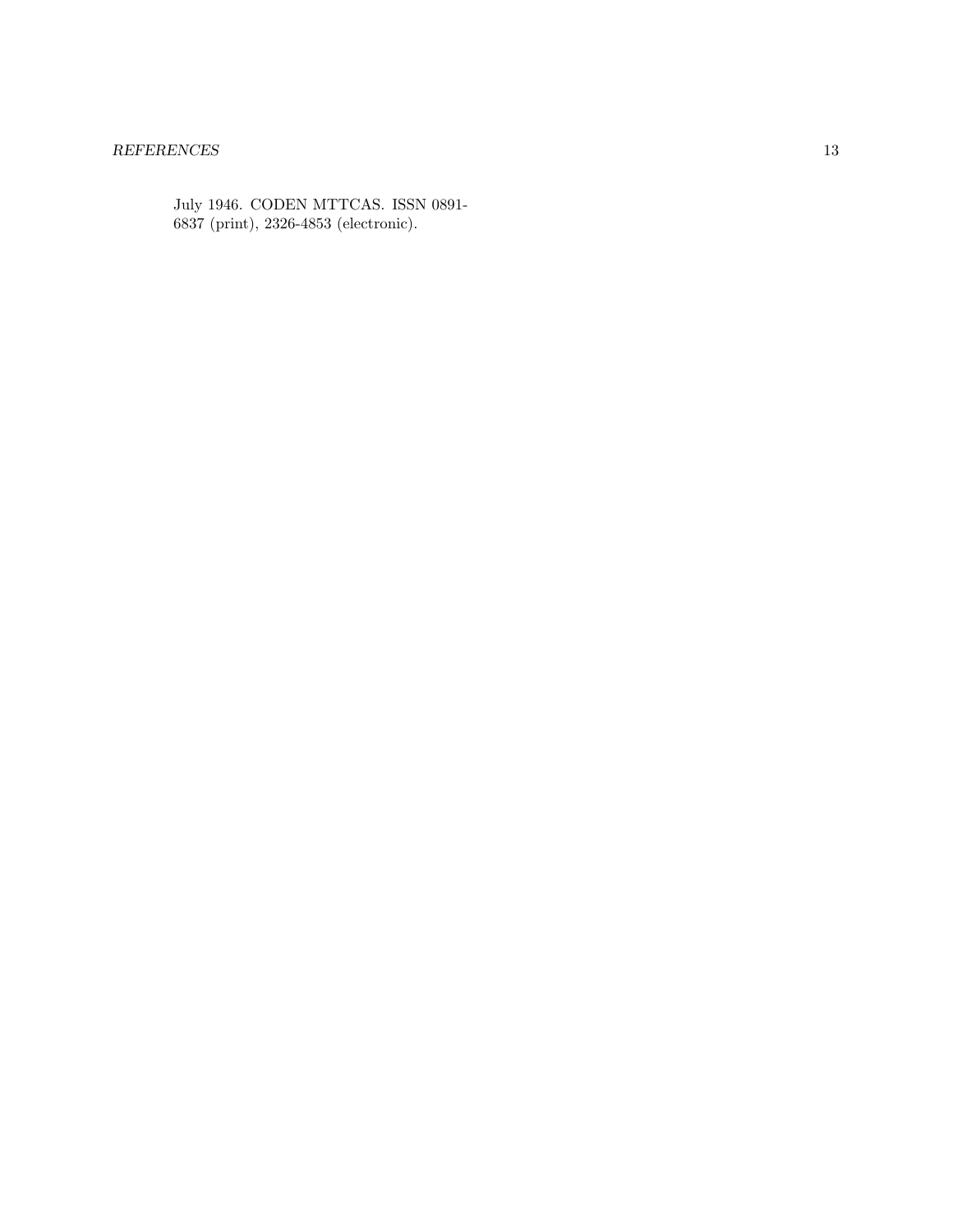July 1946. CODEN MTTCAS. ISSN 0891-6837 (print), 2326-4853 (electronic).